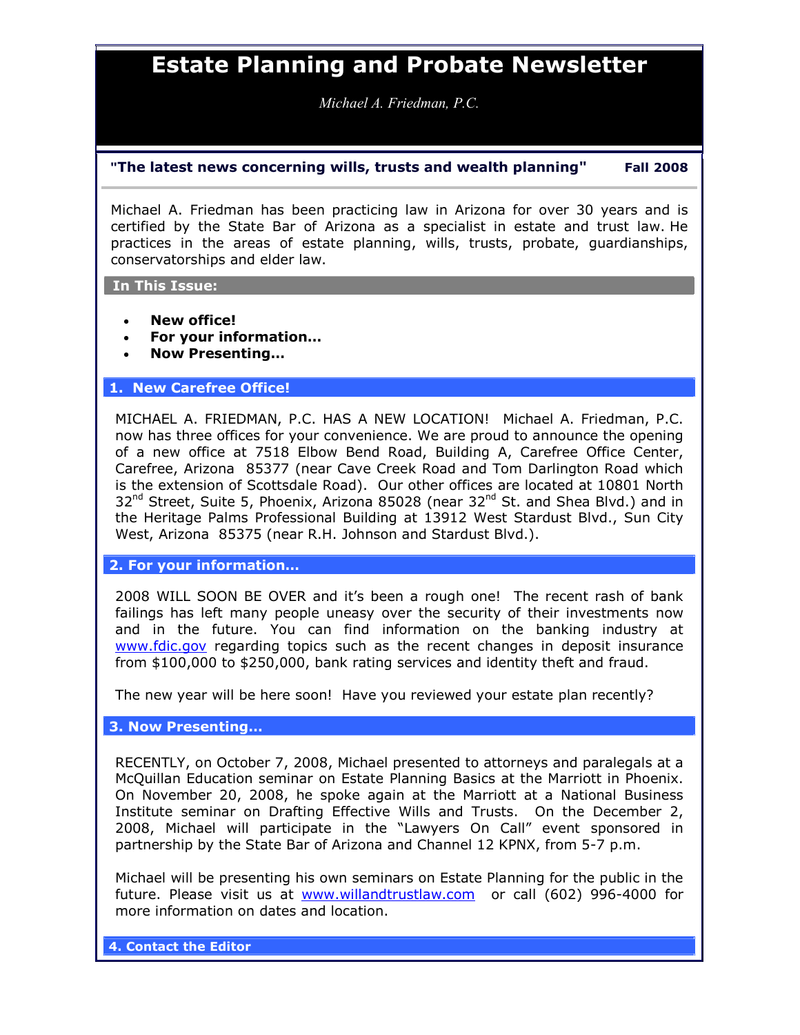# Estate Planning and Probate Newsletter

*Michael A. Friedman, P.C.*

**"The latest news concerning wills, trusts and wealth planning"** **Fall 2008**

Michael A. Friedman has been practicing law in Arizona for over 30 years and is certified by the State Bar of Arizona as a specialist in estate and trust law. He practices in the areas of estate planning, wills, trusts, probate, guardianships, conservatorships and elder law.

## In This Issue:

- **New office!**
- **For your information…**
- **Now Presenting…**

## 1. New Carefree Office!

MICHAEL A. FRIEDMAN, P.C. HAS A NEW LOCATION! Michael A. Friedman, P.C. now has three offices for your convenience. We are proud to announce the opening of a new office at 7518 Elbow Bend Road, Building A, Carefree Office Center, Carefree, Arizona 85377 (near Cave Creek Road and Tom Darlington Road which is the extension of Scottsdale Road). Our other offices are located at 10801 North 32nd Street, Suite 5, Phoenix, Arizona 85028 (near 32nd St. and Shea Blvd.) and in the Heritage Palms Professional Building at 13912 West Stardust Blvd., Sun City West, Arizona 85375 (near R.H. Johnson and Stardust Blvd.).

## 2. For your information…

2008 WILL SOON BE OVER and it's been a rough one! The recent rash of bank failings has left many people uneasy over the security of their investments now and in the future. You can find information on the banking industry at www.fdic.gov regarding topics such as the recent changes in deposit insurance from $100,000 to $250,000, bank rating services and identity theft and fraud.

The new year will be here soon! Have you reviewed your estate plan recently?

## 3. Now Presenting…

RECENTLY, on October 7, 2008, Michael presented to attorneys and paralegals at a McQuillan Education seminar on Estate Planning Basics at the Marriott in Phoenix. On November 20, 2008, he spoke again at the Marriott at a National Business Institute seminar on Drafting Effective Wills and Trusts. On the December 2, 2008, Michael will participate in the "Lawyers On Call" event sponsored in partnership by the State Bar of Arizona and Channel 12 KPNX, from 5-7 p.m.

Michael will be presenting his own seminars on Estate Planning for the public in the future. Please visit us at www.willandtrustlaw.com or call (602) 996-4000 for more information on dates and location.

## 4. Contact the Editor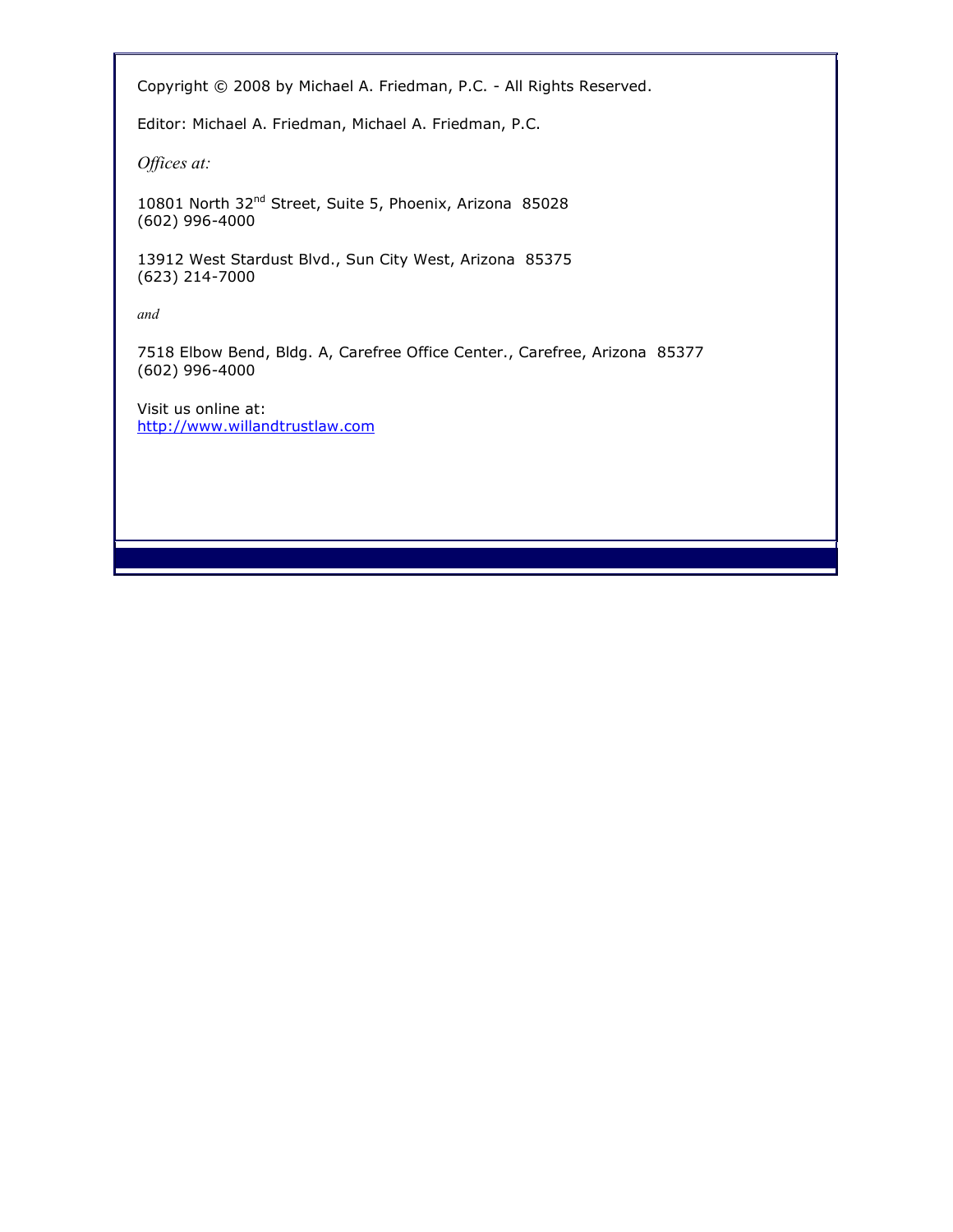Copyright © 2008 by Michael A. Friedman, P.C. - All Rights Reserved.

Editor: Michael A. Friedman, Michael A. Friedman, P.C.

*Offices at:*

10801 North 32nd Street, Suite 5, Phoenix, Arizona 85028
(602) 996-4000

13912 West Stardust Blvd., Sun City West, Arizona 85375
(623) 214-7000

*and*

7518 Elbow Bend, Bldg. A, Carefree Office Center., Carefree, Arizona 85377
(602) 996-4000

Visit us online at:
http://www.willandtrustlaw.com